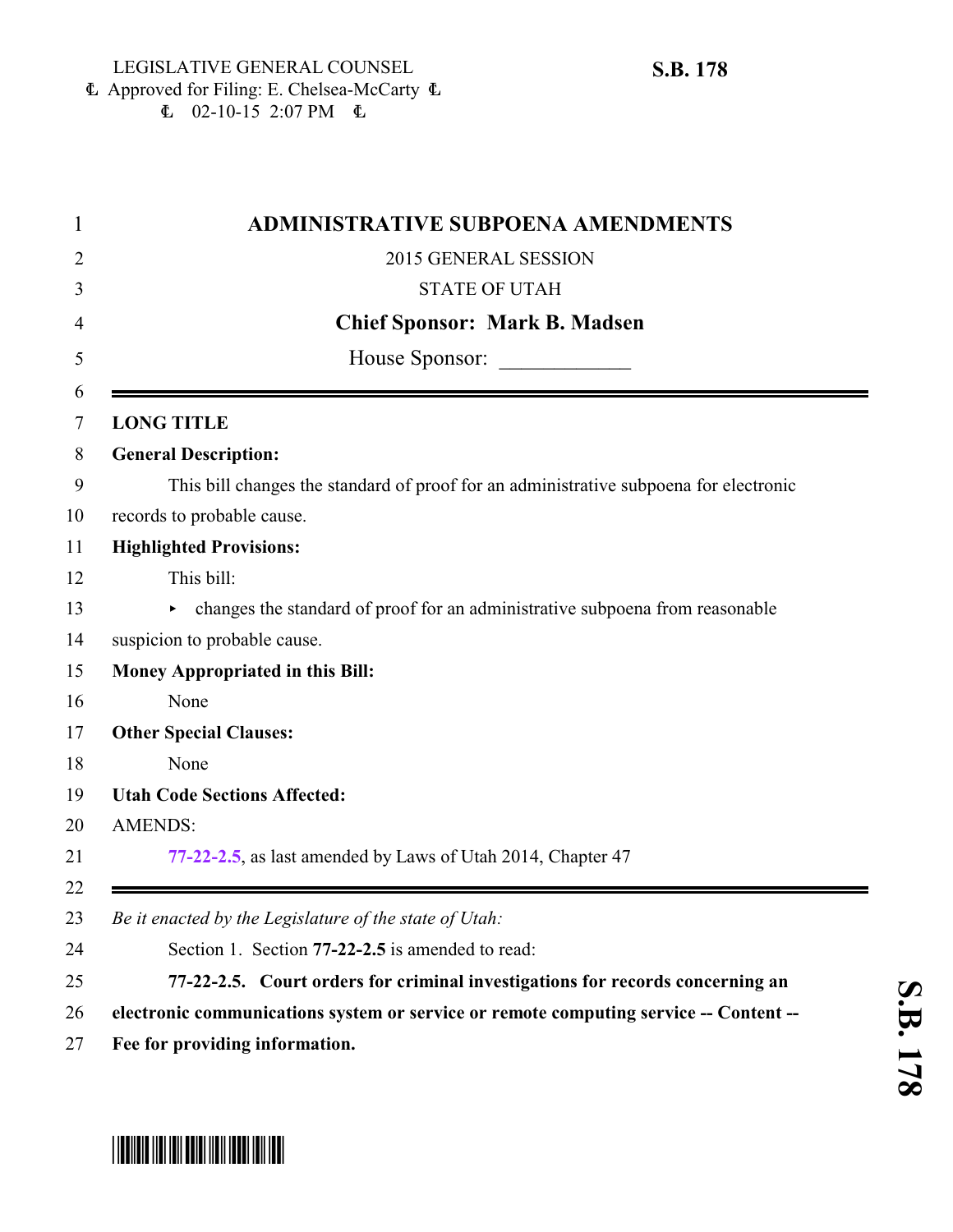LEGISLATIVE GENERAL COUNSEL
Approved for Filing: E. Chelsea-McCarty
02-10-15 2:07 PM

**S.B. 178**

# ADMINISTRATIVE SUBPOENA AMENDMENTS

2015 GENERAL SESSION

STATE OF UTAH

**Chief Sponsor: Mark B. Madsen**

House Sponsor: ____________

---

**LONG TITLE**

**General Description:**

This bill changes the standard of proof for an administrative subpoena for electronic records to probable cause.

**Highlighted Provisions:**

This bill:

- changes the standard of proof for an administrative subpoena from reasonable suspicion to probable cause.

**Money Appropriated in this Bill:**

None

**Other Special Clauses:**

None

**Utah Code Sections Affected:**

AMENDS:

77-22-2.5, as last amended by Laws of Utah 2014, Chapter 47

---

*Be it enacted by the Legislature of the state of Utah:*

Section 1. Section **77-22-2.5** is amended to read:

**77-22-2.5. Court orders for criminal investigations for records concerning an electronic communications system or service or remote computing service -- Content -- Fee for providing information.**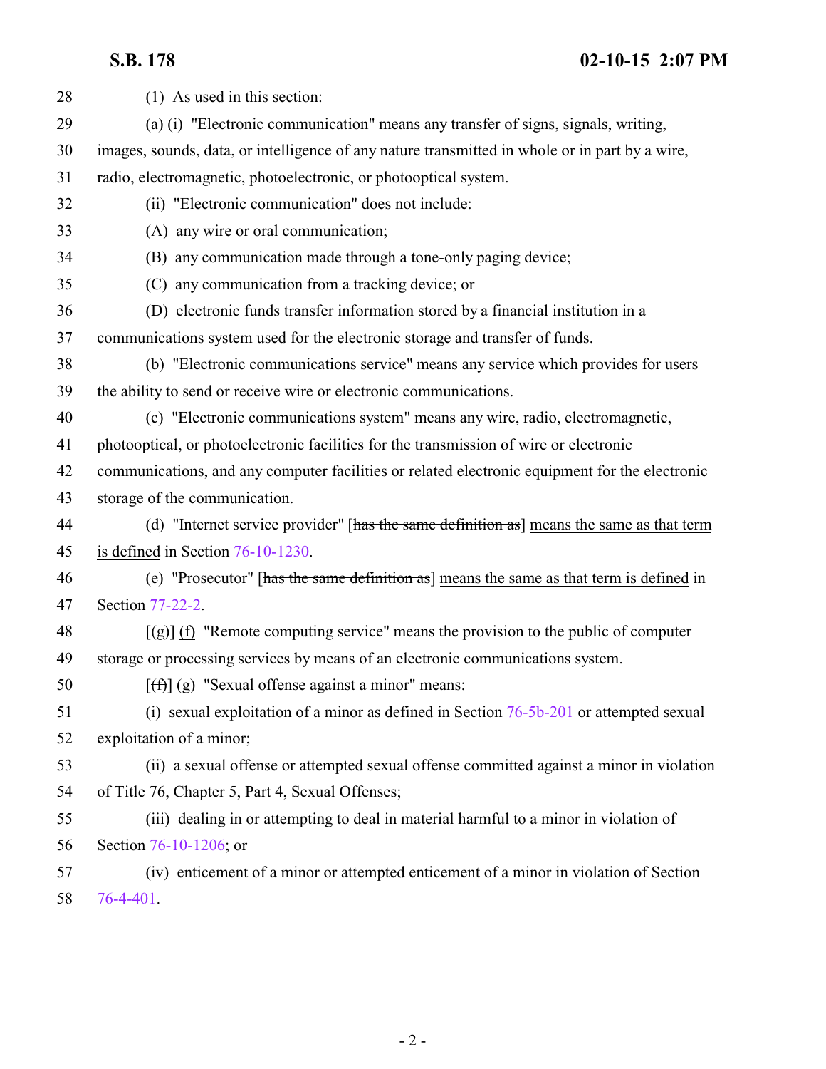(1) As used in this section:

(a) (i) "Electronic communication" means any transfer of signs, signals, writing, images, sounds, data, or intelligence of any nature transmitted in whole or in part by a wire, radio, electromagnetic, photoelectronic, or photooptical system.

(ii) "Electronic communication" does not include:

(A) any wire or oral communication;

(B) any communication made through a tone-only paging device;

(C) any communication from a tracking device; or

(D) electronic funds transfer information stored by a financial institution in a communications system used for the electronic storage and transfer of funds.

(b) "Electronic communications service" means any service which provides for users the ability to send or receive wire or electronic communications.

(c) "Electronic communications system" means any wire, radio, electromagnetic, photooptical, or photoelectronic facilities for the transmission of wire or electronic communications, and any computer facilities or related electronic equipment for the electronic storage of the communication.

(d) "Internet service provider" [~~has the same definition as~~] <u>means the same as that term is defined</u> in Section 76-10-1230.

(e) "Prosecutor" [~~has the same definition as~~] <u>means the same as that term is defined</u> in Section 77-22-2.

[~~(g)~~] <u>(f)</u> "Remote computing service" means the provision to the public of computer storage or processing services by means of an electronic communications system.

[~~(f)~~] <u>(g)</u> "Sexual offense against a minor" means:

(i) sexual exploitation of a minor as defined in Section 76-5b-201 or attempted sexual exploitation of a minor;

(ii) a sexual offense or attempted sexual offense committed against a minor in violation of Title 76, Chapter 5, Part 4, Sexual Offenses;

(iii) dealing in or attempting to deal in material harmful to a minor in violation of Section 76-10-1206; or

(iv) enticement of a minor or attempted enticement of a minor in violation of Section 76-4-401.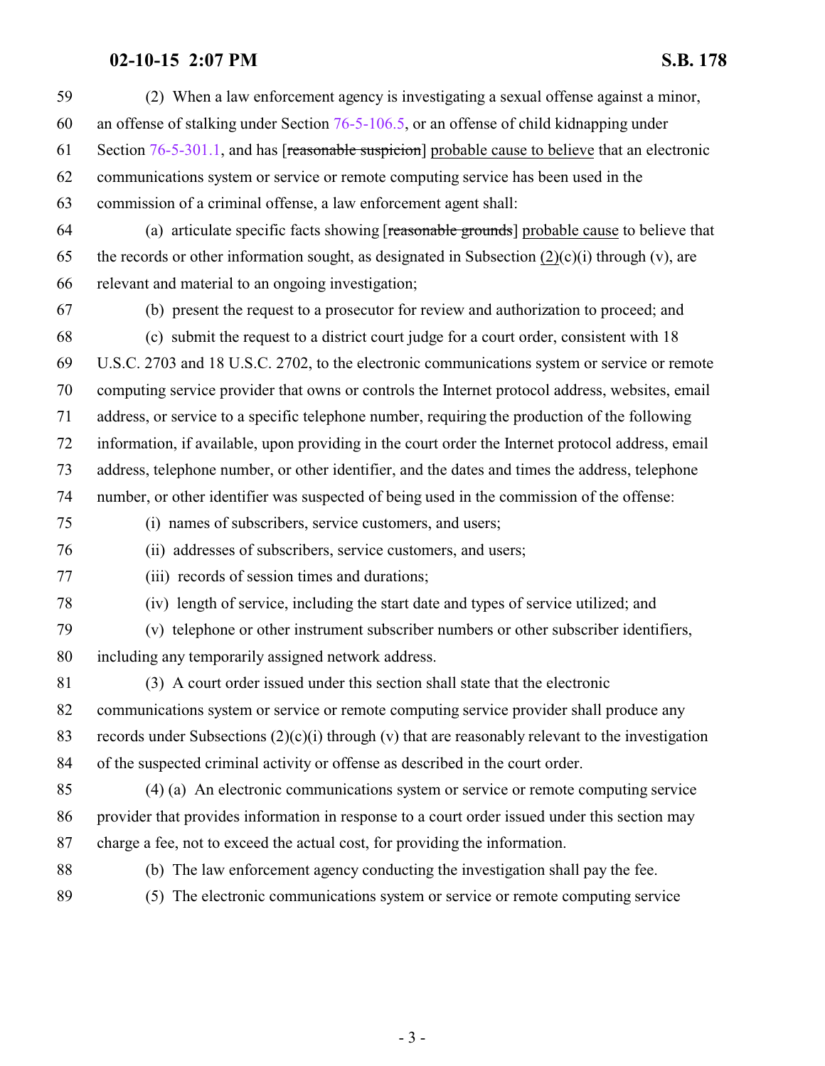(2) When a law enforcement agency is investigating a sexual offense against a minor, an offense of stalking under Section 76-5-106.5, or an offense of child kidnapping under Section 76-5-301.1, and has [~~reasonable suspicion~~] probable cause to believe that an electronic communications system or service or remote computing service has been used in the commission of a criminal offense, a law enforcement agent shall:

(a) articulate specific facts showing [~~reasonable grounds~~] probable cause to believe that the records or other information sought, as designated in Subsection (2)(c)(i) through (v), are relevant and material to an ongoing investigation;

(b) present the request to a prosecutor for review and authorization to proceed; and

(c) submit the request to a district court judge for a court order, consistent with 18 U.S.C. 2703 and 18 U.S.C. 2702, to the electronic communications system or service or remote computing service provider that owns or controls the Internet protocol address, websites, email address, or service to a specific telephone number, requiring the production of the following information, if available, upon providing in the court order the Internet protocol address, email address, telephone number, or other identifier, and the dates and times the address, telephone number, or other identifier was suspected of being used in the commission of the offense:

(i) names of subscribers, service customers, and users;

(ii) addresses of subscribers, service customers, and users;

(iii) records of session times and durations;

(iv) length of service, including the start date and types of service utilized; and

(v) telephone or other instrument subscriber numbers or other subscriber identifiers, including any temporarily assigned network address.

(3) A court order issued under this section shall state that the electronic communications system or service or remote computing service provider shall produce any records under Subsections (2)(c)(i) through (v) that are reasonably relevant to the investigation of the suspected criminal activity or offense as described in the court order.

(4) (a) An electronic communications system or service or remote computing service provider that provides information in response to a court order issued under this section may charge a fee, not to exceed the actual cost, for providing the information.

(b) The law enforcement agency conducting the investigation shall pay the fee.

(5) The electronic communications system or service or remote computing service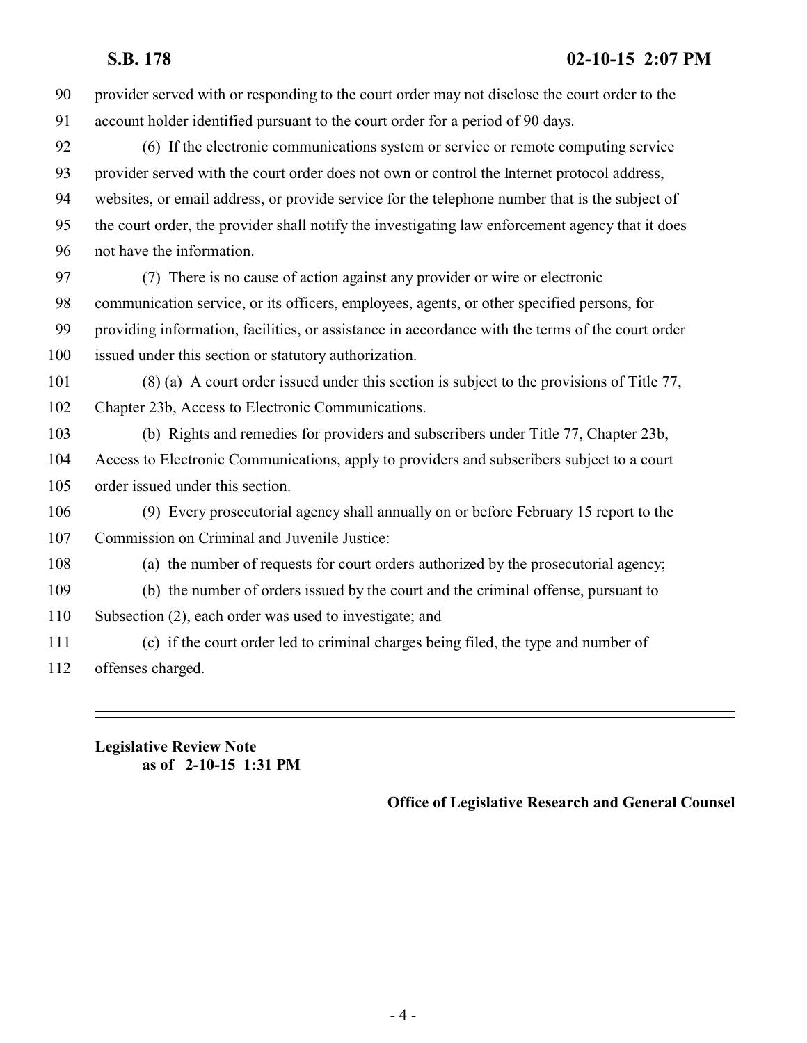provider served with or responding to the court order may not disclose the court order to the account holder identified pursuant to the court order for a period of 90 days.

(6) If the electronic communications system or service or remote computing service provider served with the court order does not own or control the Internet protocol address, websites, or email address, or provide service for the telephone number that is the subject of the court order, the provider shall notify the investigating law enforcement agency that it does not have the information.

(7) There is no cause of action against any provider or wire or electronic communication service, or its officers, employees, agents, or other specified persons, for providing information, facilities, or assistance in accordance with the terms of the court order issued under this section or statutory authorization.

(8) (a) A court order issued under this section is subject to the provisions of Title 77, Chapter 23b, Access to Electronic Communications.

(b) Rights and remedies for providers and subscribers under Title 77, Chapter 23b, Access to Electronic Communications, apply to providers and subscribers subject to a court order issued under this section.

(9) Every prosecutorial agency shall annually on or before February 15 report to the Commission on Criminal and Juvenile Justice:

(a) the number of requests for court orders authorized by the prosecutorial agency;

(b) the number of orders issued by the court and the criminal offense, pursuant to Subsection (2), each order was used to investigate; and

(c) if the court order led to criminal charges being filed, the type and number of offenses charged.

---

**Legislative Review Note**
**as of 2-10-15 1:31 PM**

**Office of Legislative Research and General Counsel**